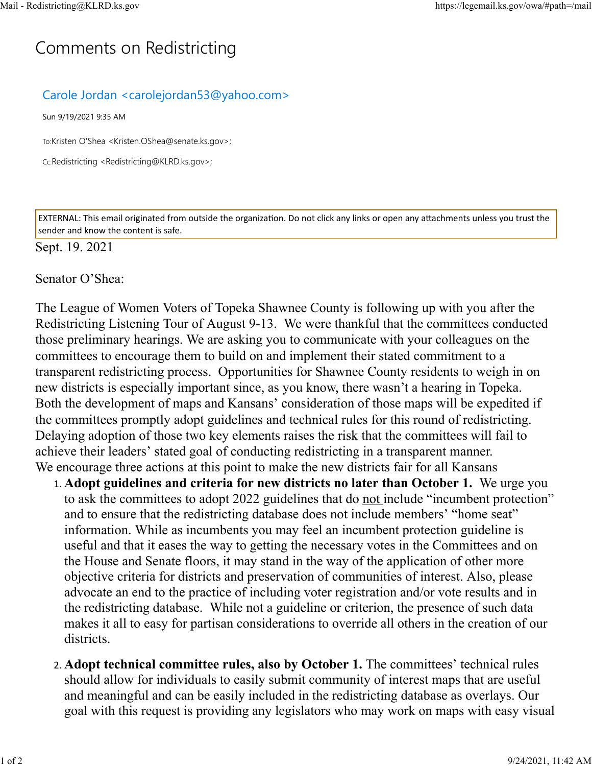# Comments on Redistricting

Carole Jordan <carolejordan53@yahoo.com>

Sun 9/19/2021 9:35 AM

To: Kristen O'Shea <Kristen.OShea@senate.ks.gov>;

Cc: Redistricting <Redistricting@KLRD.ks.gov>;

EXTERNAL: This email originated from outside the organization. Do not click any links or open any attachments unless you trust the sender and know the content is safe.

Sept. 19. 2021

Senator O'Shea:

The League of Women Voters of Topeka Shawnee County is following up with you after the Redistricting Listening Tour of August 9-13. We were thankful that the committees conducted those preliminary hearings. We are asking you to communicate with your colleagues on the committees to encourage them to build on and implement their stated commitment to a transparent redistricting process. Opportunities for Shawnee County residents to weigh in on new districts is especially important since, as you know, there wasn't a hearing in Topeka. Both the development of maps and Kansans' consideration of those maps will be expedited if the committees promptly adopt guidelines and technical rules for this round of redistricting. Delaying adoption of those two key elements raises the risk that the committees will fail to achieve their leaders' stated goal of conducting redistricting in a transparent manner.
We encourage three actions at this point to make the new districts fair for all Kansans

1. **Adopt guidelines and criteria for new districts no later than October 1.** We urge you to ask the committees to adopt 2022 guidelines that do not include "incumbent protection" and to ensure that the redistricting database does not include members' "home seat" information. While as incumbents you may feel an incumbent protection guideline is useful and that it eases the way to getting the necessary votes in the Committees and on the House and Senate floors, it may stand in the way of the application of other more objective criteria for districts and preservation of communities of interest. Also, please advocate an end to the practice of including voter registration and/or vote results and in the redistricting database. While not a guideline or criterion, the presence of such data makes it all to easy for partisan considerations to override all others in the creation of our districts.

2. **Adopt technical committee rules, also by October 1.** The committees' technical rules should allow for individuals to easily submit community of interest maps that are useful and meaningful and can be easily included in the redistricting database as overlays. Our goal with this request is providing any legislators who may work on maps with easy visual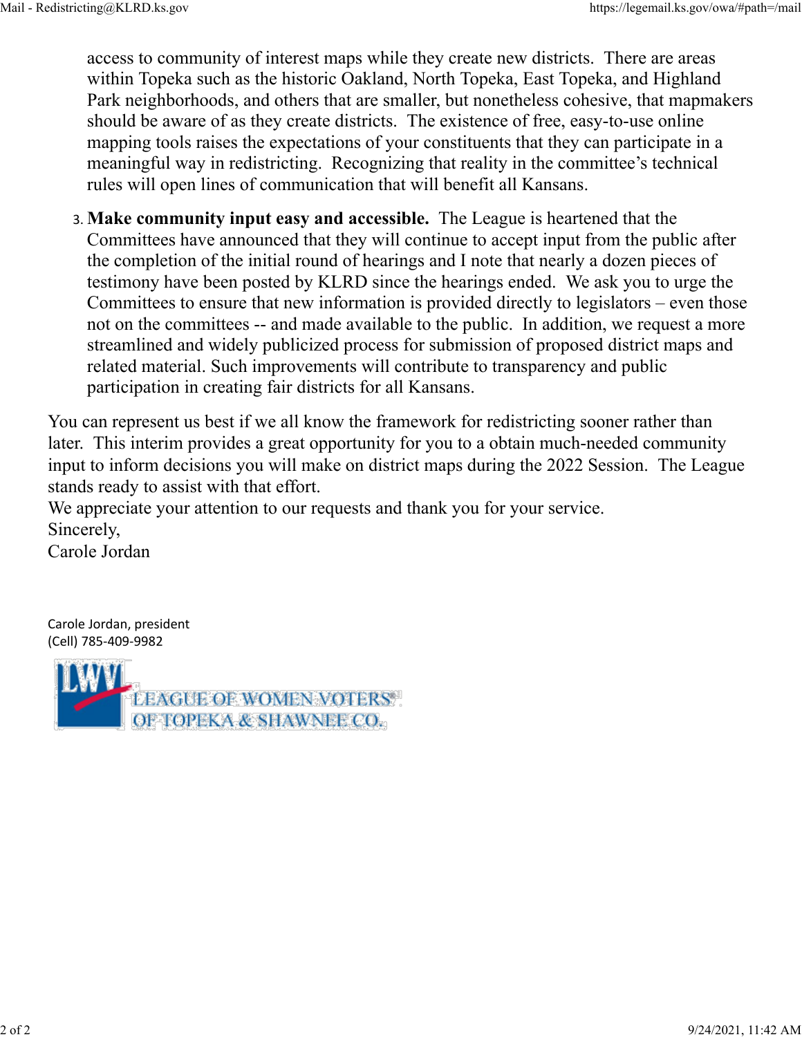access to community of interest maps while they create new districts. There are areas within Topeka such as the historic Oakland, North Topeka, East Topeka, and Highland Park neighborhoods, and others that are smaller, but nonetheless cohesive, that mapmakers should be aware of as they create districts. The existence of free, easy-to-use online mapping tools raises the expectations of your constituents that they can participate in a meaningful way in redistricting. Recognizing that reality in the committee's technical rules will open lines of communication that will benefit all Kansans.

3. **Make community input easy and accessible.** The League is heartened that the Committees have announced that they will continue to accept input from the public after the completion of the initial round of hearings and I note that nearly a dozen pieces of testimony have been posted by KLRD since the hearings ended. We ask you to urge the Committees to ensure that new information is provided directly to legislators – even those not on the committees -- and made available to the public. In addition, we request a more streamlined and widely publicized process for submission of proposed district maps and related material. Such improvements will contribute to transparency and public participation in creating fair districts for all Kansans.

You can represent us best if we all know the framework for redistricting sooner rather than later. This interim provides a great opportunity for you to a obtain much-needed community input to inform decisions you will make on district maps during the 2022 Session. The League stands ready to assist with that effort.

We appreciate your attention to our requests and thank you for your service.

Sincerely,

Carole Jordan

Carole Jordan, president
(Cell) 785-409-9982

LWV LEAGUE OF WOMEN VOTERS® OF TOPEKA & SHAWNEE CO.